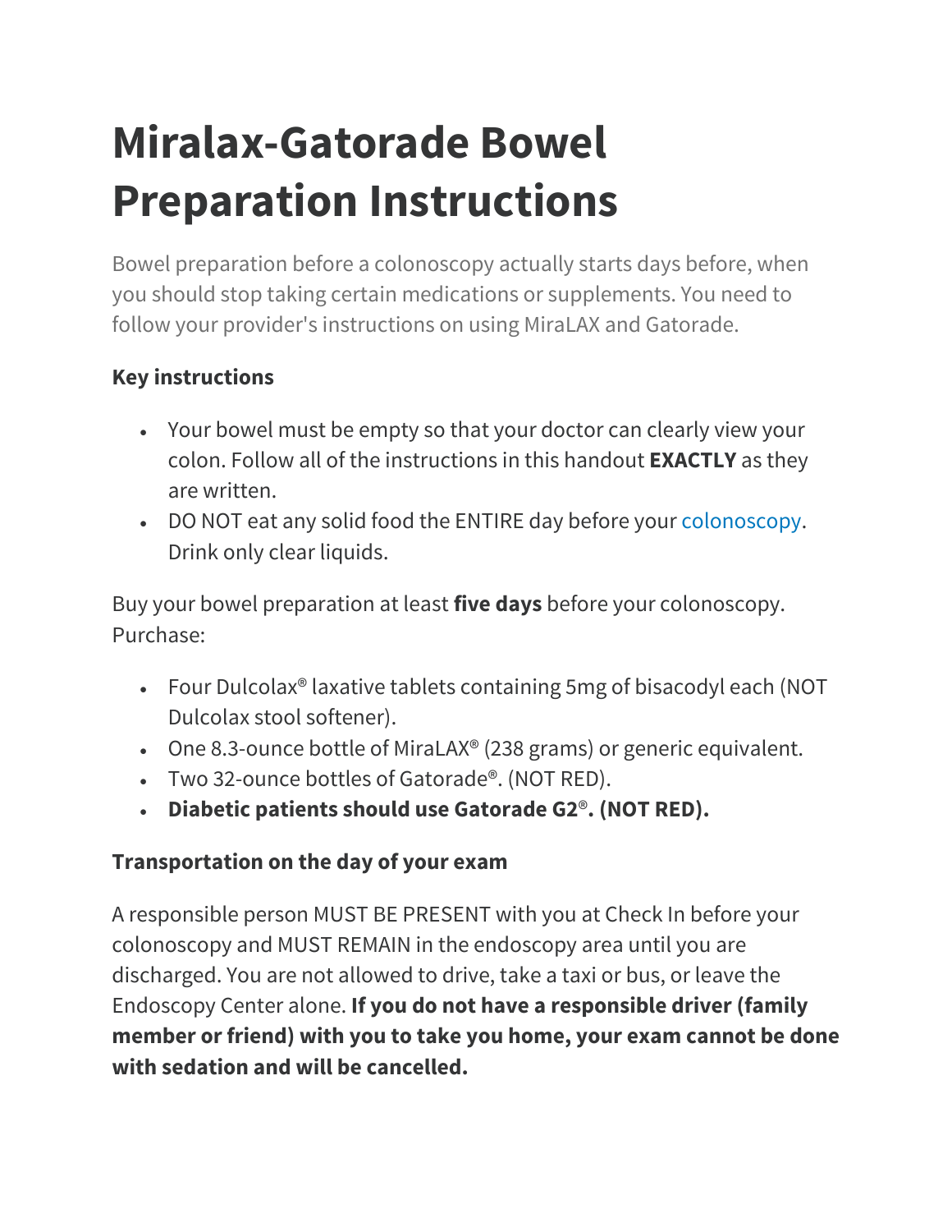# Miralax-Gatorade Bowel Preparation Instructions

Bowel preparation before a colonoscopy actually starts days before, when you should stop taking certain medications or supplements. You need to follow your provider's instructions on using MiraLAX and Gatorade.

### Key instructions

- Your bowel must be empty so that your doctor can clearly view your colon. Follow all of the instructions in this handout **EXACTLY** as they are written.
- DO NOT eat any solid food the ENTIRE day before your colonoscopy. Drink only clear liquids.

Buy your bowel preparation at least **five days** before your colonoscopy. Purchase:

- Four Dulcolax® laxative tablets containing 5mg of bisacodyl each (NOT Dulcolax stool softener).
- One 8.3-ounce bottle of MiraLAX® (238 grams) or generic equivalent.
- Two 32-ounce bottles of Gatorade®. (NOT RED).
- **Diabetic patients should use Gatorade G2®. (NOT RED).**

### Transportation on the day of your exam

A responsible person MUST BE PRESENT with you at Check In before your colonoscopy and MUST REMAIN in the endoscopy area until you are discharged. You are not allowed to drive, take a taxi or bus, or leave the Endoscopy Center alone. **If you do not have a responsible driver (family member or friend) with you to take you home, your exam cannot be done with sedation and will be cancelled.**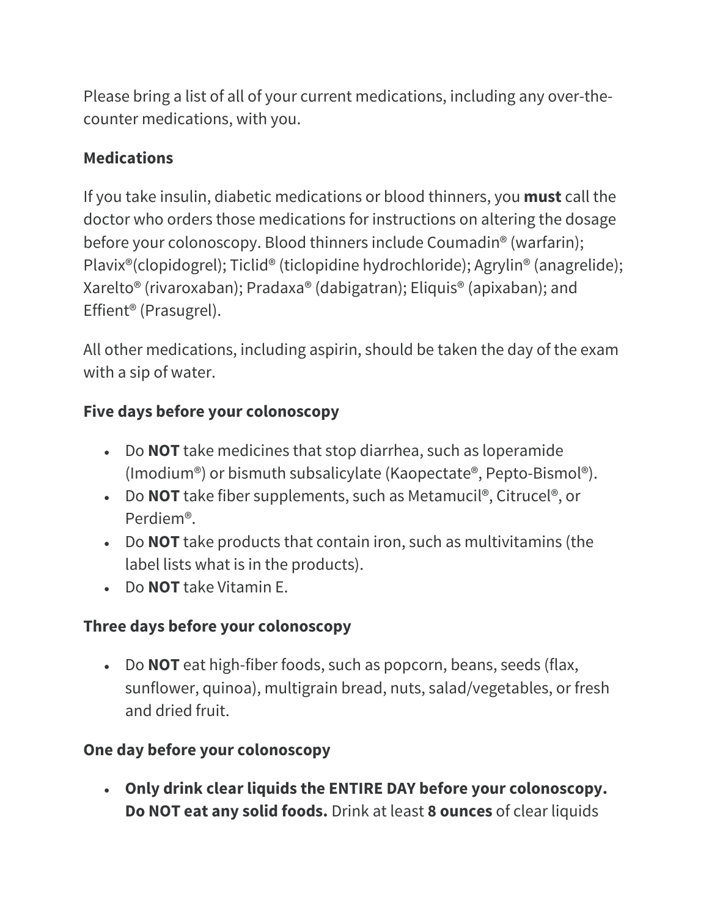Please bring a list of all of your current medications, including any over-the-counter medications, with you.

**Medications**

If you take insulin, diabetic medications or blood thinners, you **must** call the doctor who orders those medications for instructions on altering the dosage before your colonoscopy. Blood thinners include Coumadin® (warfarin); Plavix®(clopidogrel); Ticlid® (ticlopidine hydrochloride); Agrylin® (anagrelide); Xarelto® (rivaroxaban); Pradaxa® (dabigatran); Eliquis® (apixaban); and Effient® (Prasugrel).

All other medications, including aspirin, should be taken the day of the exam with a sip of water.

**Five days before your colonoscopy**

- Do **NOT** take medicines that stop diarrhea, such as loperamide (Imodium®) or bismuth subsalicylate (Kaopectate®, Pepto-Bismol®).
- Do **NOT** take fiber supplements, such as Metamucil®, Citrucel®, or Perdiem®.
- Do **NOT** take products that contain iron, such as multivitamins (the label lists what is in the products).
- Do **NOT** take Vitamin E.

**Three days before your colonoscopy**

- Do **NOT** eat high-fiber foods, such as popcorn, beans, seeds (flax, sunflower, quinoa), multigrain bread, nuts, salad/vegetables, or fresh and dried fruit.

**One day before your colonoscopy**

- **Only drink clear liquids the ENTIRE DAY before your colonoscopy. Do NOT eat any solid foods.** Drink at least **8 ounces** of clear liquids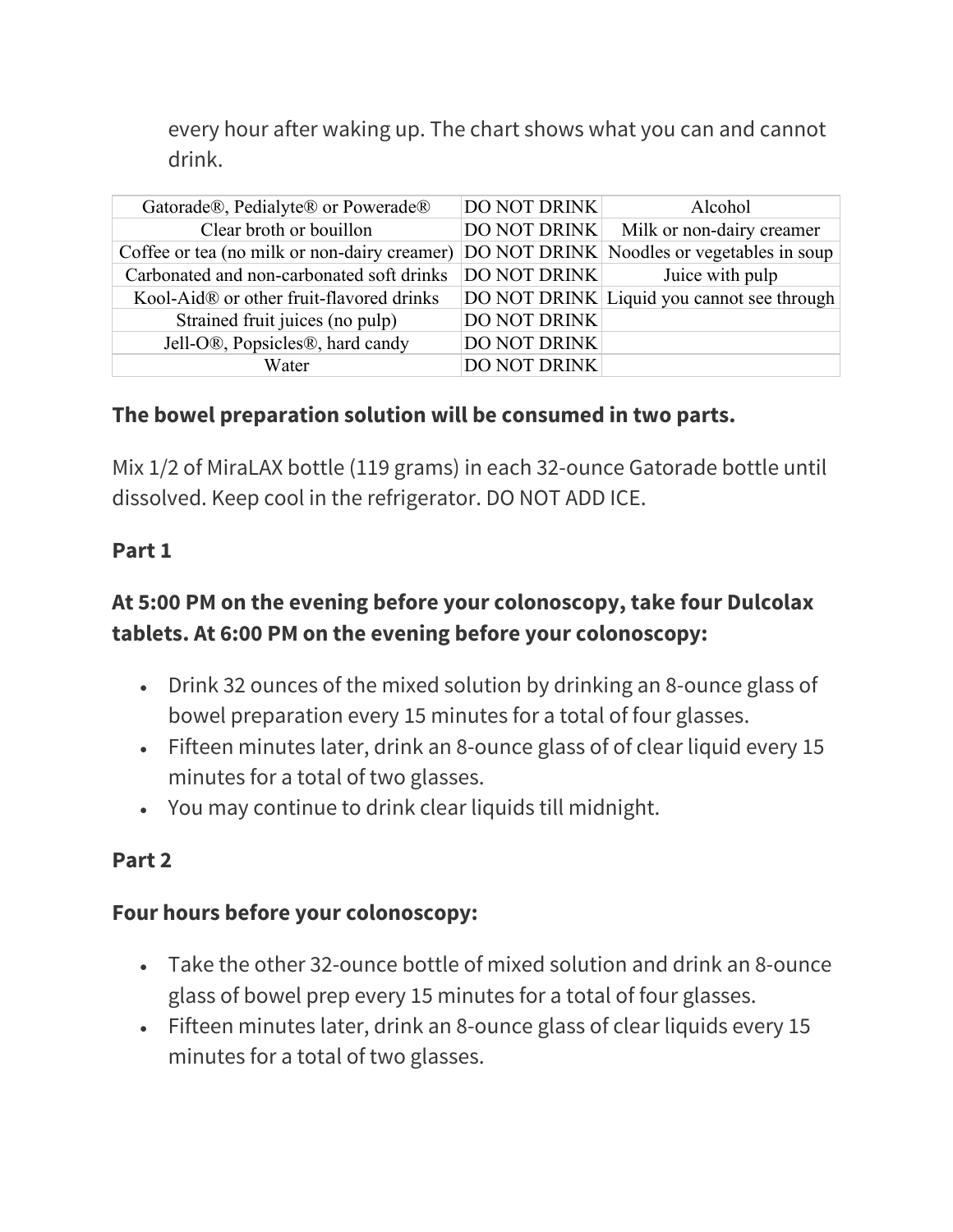every hour after waking up. The chart shows what you can and cannot drink.

| Gatorade®, Pedialyte® or Powerade® | DO NOT DRINK | Alcohol |
|---|---|---|
| Clear broth or bouillon | DO NOT DRINK | Milk or non-dairy creamer |
| Coffee or tea (no milk or non-dairy creamer) | DO NOT DRINK | Noodles or vegetables in soup |
| Carbonated and non-carbonated soft drinks | DO NOT DRINK | Juice with pulp |
| Kool-Aid® or other fruit-flavored drinks | DO NOT DRINK | Liquid you cannot see through |
| Strained fruit juices (no pulp) | DO NOT DRINK | |
| Jell-O®, Popsicles®, hard candy | DO NOT DRINK | |
| Water | DO NOT DRINK | |

**The bowel preparation solution will be consumed in two parts.**

Mix 1/2 of MiraLAX bottle (119 grams) in each 32-ounce Gatorade bottle until dissolved. Keep cool in the refrigerator. DO NOT ADD ICE.

**Part 1**

**At 5:00 PM on the evening before your colonoscopy, take four Dulcolax tablets. At 6:00 PM on the evening before your colonoscopy:**

- Drink 32 ounces of the mixed solution by drinking an 8-ounce glass of bowel preparation every 15 minutes for a total of four glasses.
- Fifteen minutes later, drink an 8-ounce glass of of clear liquid every 15 minutes for a total of two glasses.
- You may continue to drink clear liquids till midnight.

**Part 2**

**Four hours before your colonoscopy:**

- Take the other 32-ounce bottle of mixed solution and drink an 8-ounce glass of bowel prep every 15 minutes for a total of four glasses.
- Fifteen minutes later, drink an 8-ounce glass of clear liquids every 15 minutes for a total of two glasses.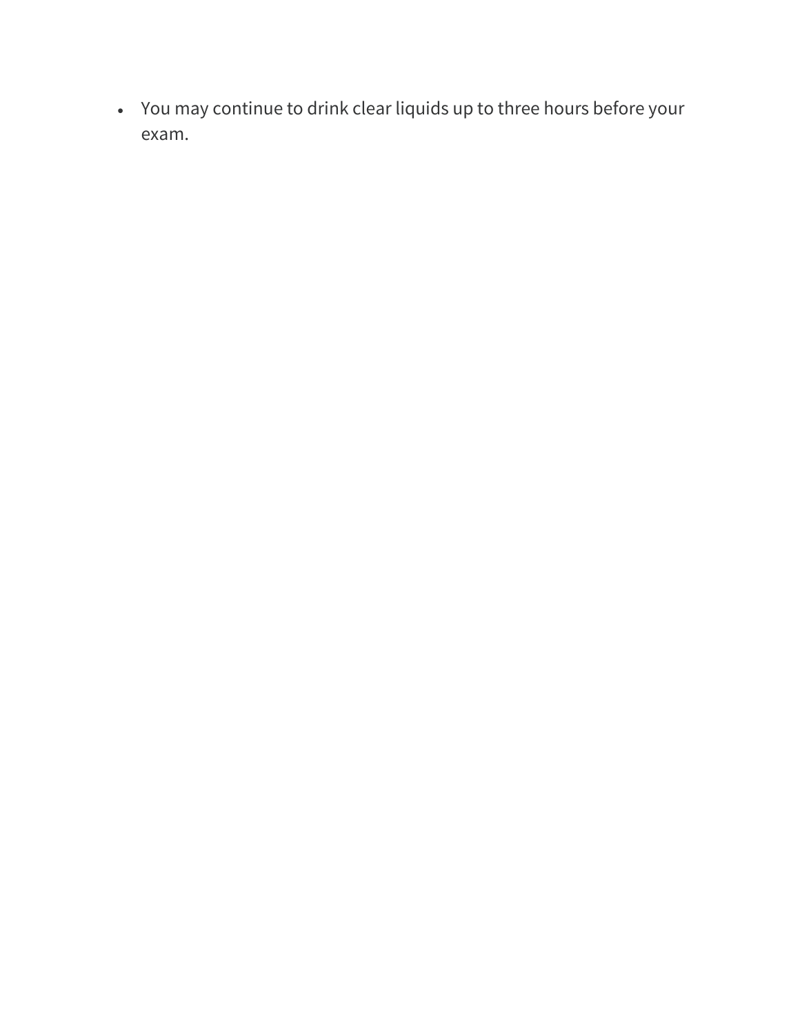- You may continue to drink clear liquids up to three hours before your exam.